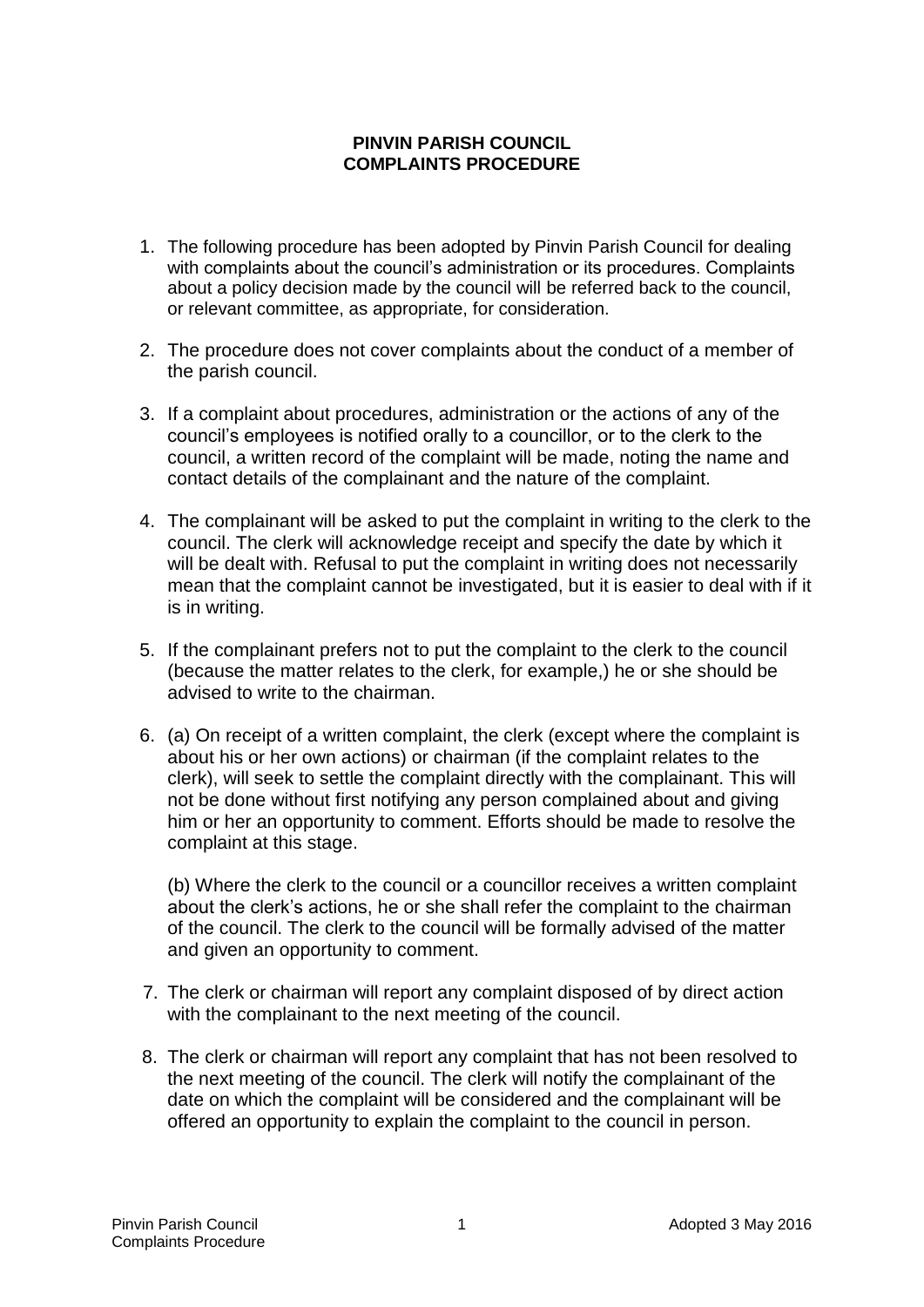# PINVIN PARISH COUNCIL
# COMPLAINTS PROCEDURE

1. The following procedure has been adopted by Pinvin Parish Council for dealing with complaints about the council's administration or its procedures. Complaints about a policy decision made by the council will be referred back to the council, or relevant committee, as appropriate, for consideration.

2. The procedure does not cover complaints about the conduct of a member of the parish council.

3. If a complaint about procedures, administration or the actions of any of the council's employees is notified orally to a councillor, or to the clerk to the council, a written record of the complaint will be made, noting the name and contact details of the complainant and the nature of the complaint.

4. The complainant will be asked to put the complaint in writing to the clerk to the council. The clerk will acknowledge receipt and specify the date by which it will be dealt with. Refusal to put the complaint in writing does not necessarily mean that the complaint cannot be investigated, but it is easier to deal with if it is in writing.

5. If the complainant prefers not to put the complaint to the clerk to the council (because the matter relates to the clerk, for example,) he or she should be advised to write to the chairman.

6. (a) On receipt of a written complaint, the clerk (except where the complaint is about his or her own actions) or chairman (if the complaint relates to the clerk), will seek to settle the complaint directly with the complainant. This will not be done without first notifying any person complained about and giving him or her an opportunity to comment. Efforts should be made to resolve the complaint at this stage.

   (b) Where the clerk to the council or a councillor receives a written complaint about the clerk's actions, he or she shall refer the complaint to the chairman of the council. The clerk to the council will be formally advised of the matter and given an opportunity to comment.

7. The clerk or chairman will report any complaint disposed of by direct action with the complainant to the next meeting of the council.

8. The clerk or chairman will report any complaint that has not been resolved to the next meeting of the council. The clerk will notify the complainant of the date on which the complaint will be considered and the complainant will be offered an opportunity to explain the complaint to the council in person.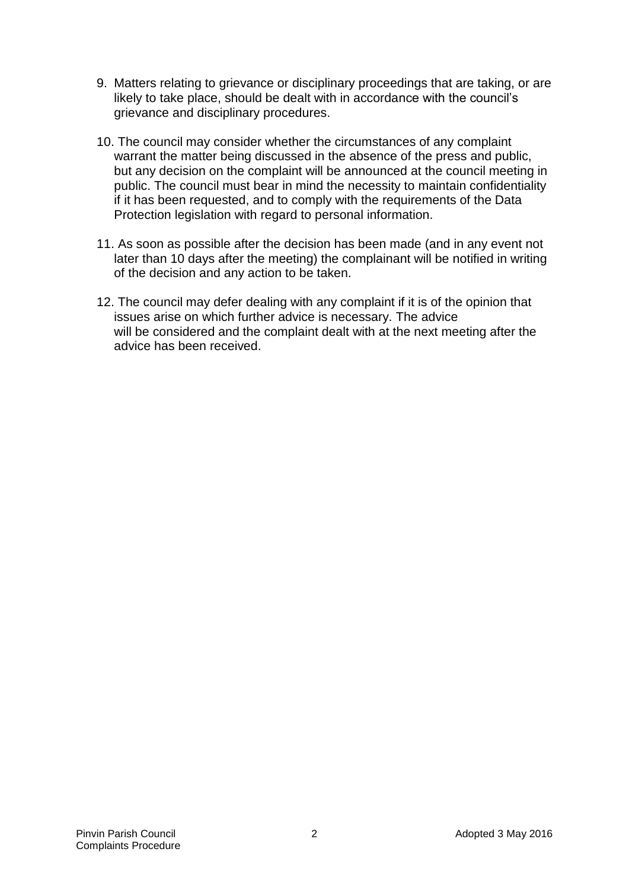9. Matters relating to grievance or disciplinary proceedings that are taking, or are likely to take place, should be dealt with in accordance with the council's grievance and disciplinary procedures.

10. The council may consider whether the circumstances of any complaint warrant the matter being discussed in the absence of the press and public, but any decision on the complaint will be announced at the council meeting in public. The council must bear in mind the necessity to maintain confidentiality if it has been requested, and to comply with the requirements of the Data Protection legislation with regard to personal information.

11. As soon as possible after the decision has been made (and in any event not later than 10 days after the meeting) the complainant will be notified in writing of the decision and any action to be taken.

12. The council may defer dealing with any complaint if it is of the opinion that issues arise on which further advice is necessary. The advice will be considered and the complaint dealt with at the next meeting after the advice has been received.